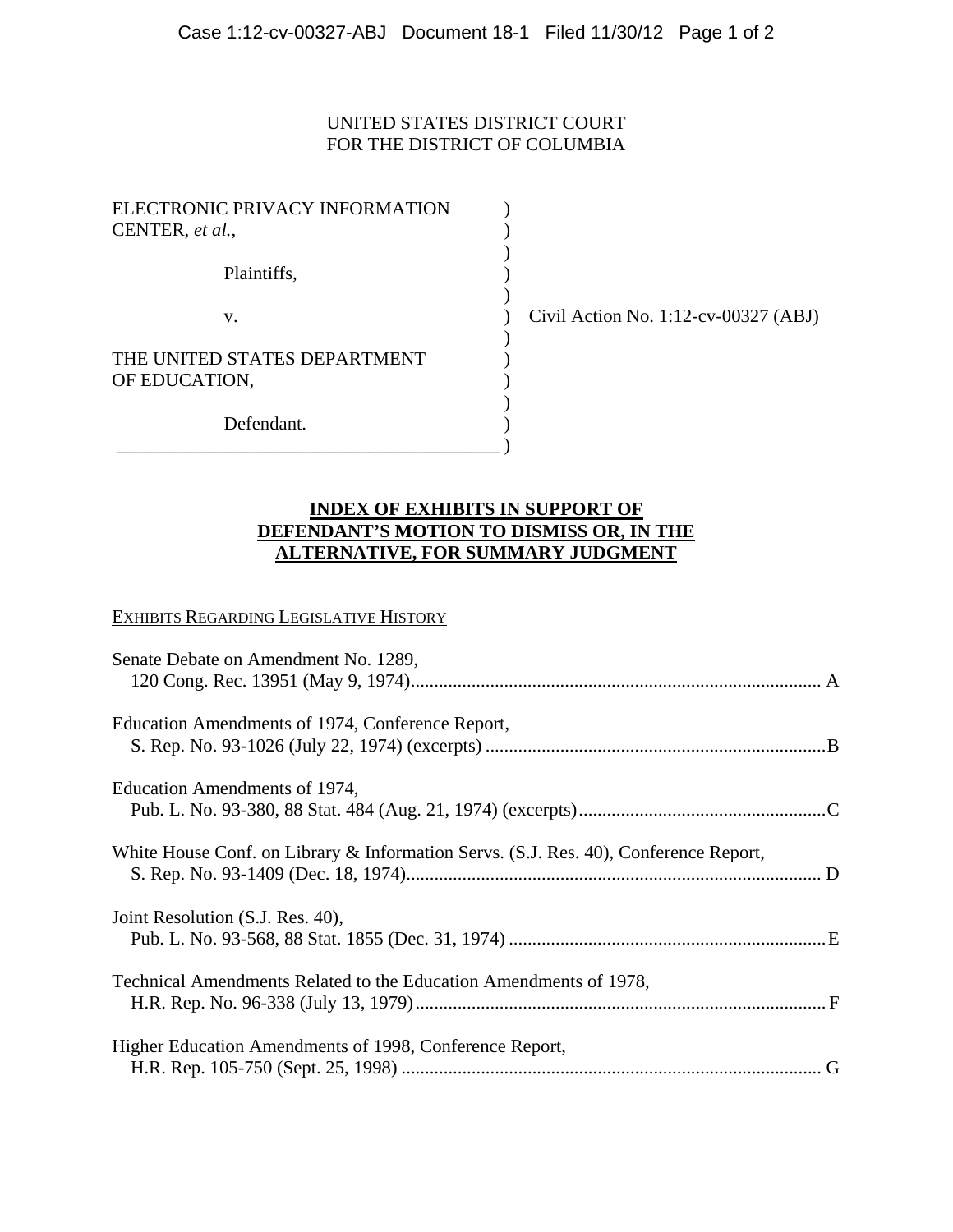UNITED STATES DISTRICT COURT
FOR THE DISTRICT OF COLUMBIA

ELECTRONIC PRIVACY INFORMATION CENTER, *et al.*,

Plaintiffs,

v.

THE UNITED STATES DEPARTMENT OF EDUCATION,

Defendant.

Civil Action No. 1:12-cv-00327 (ABJ)

## INDEX OF EXHIBITS IN SUPPORT OF DEFENDANT'S MOTION TO DISMISS OR, IN THE ALTERNATIVE, FOR SUMMARY JUDGMENT

EXHIBITS REGARDING LEGISLATIVE HISTORY

Senate Debate on Amendment No. 1289,
120 Cong. Rec. 13951 (May 9, 1974).......................................................................................... A

Education Amendments of 1974, Conference Report,
S. Rep. No. 93-1026 (July 22, 1974) (excerpts) .........................................................................B

Education Amendments of 1974,
Pub. L. No. 93-380, 88 Stat. 484 (Aug. 21, 1974) (excerpts).....................................................C

White House Conf. on Library & Information Servs. (S.J. Res. 40), Conference Report,
S. Rep. No. 93-1409 (Dec. 18, 1974)......................................................................................... D

Joint Resolution (S.J. Res. 40),
Pub. L. No. 93-568, 88 Stat. 1855 (Dec. 31, 1974) .....................................................................E

Technical Amendments Related to the Education Amendments of 1978,
H.R. Rep. No. 96-338 (July 13, 1979)......................................................................................... F

Higher Education Amendments of 1998, Conference Report,
H.R. Rep. 105-750 (Sept. 25, 1998) ........................................................................................... G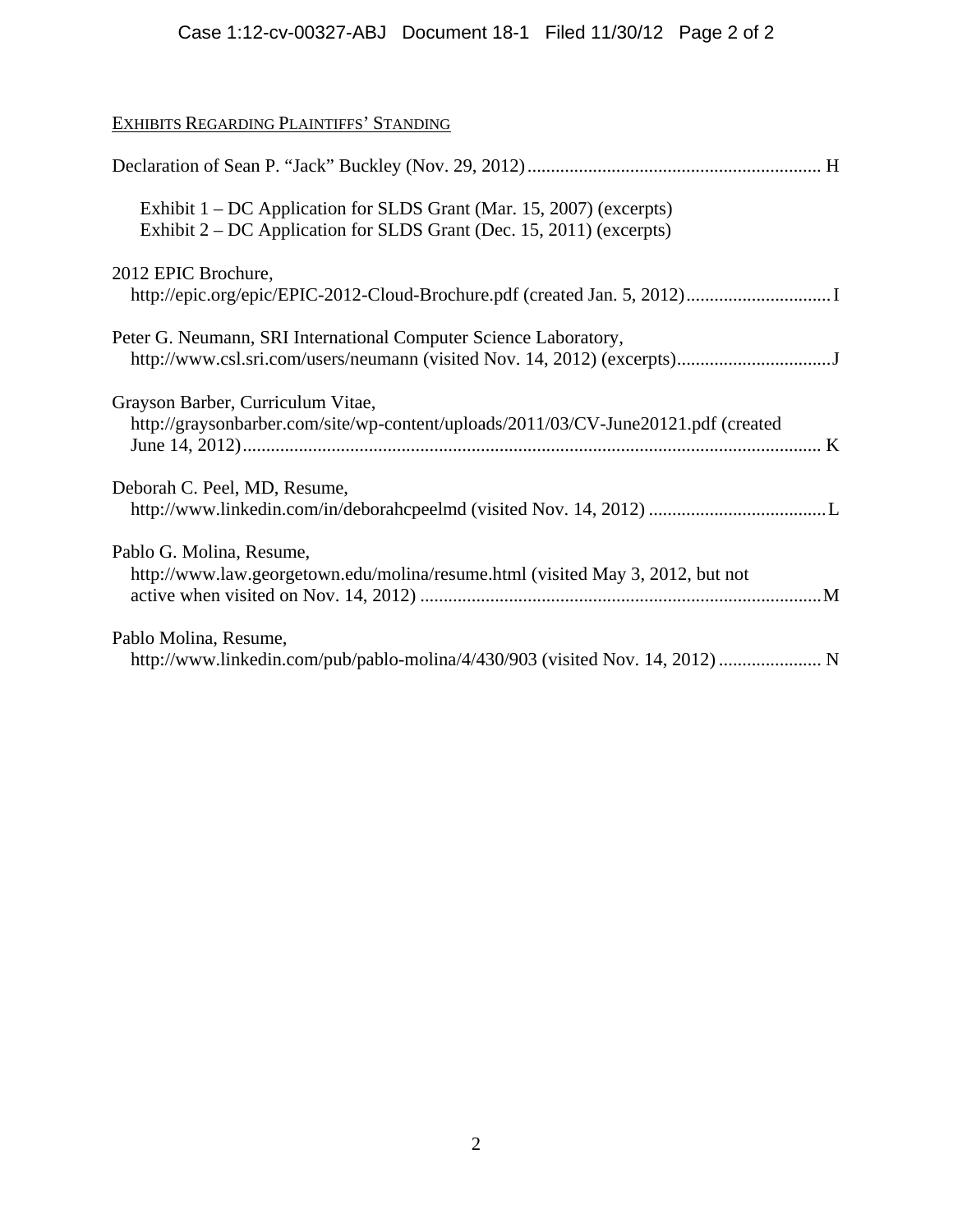EXHIBITS REGARDING PLAINTIFFS' STANDING

Declaration of Sean P. "Jack" Buckley (Nov. 29, 2012) .............................................................. H

Exhibit 1 – DC Application for SLDS Grant (Mar. 15, 2007) (excerpts)
Exhibit 2 – DC Application for SLDS Grant (Dec. 15, 2011) (excerpts)

2012 EPIC Brochure,
http://epic.org/epic/EPIC-2012-Cloud-Brochure.pdf (created Jan. 5, 2012) ............................... I

Peter G. Neumann, SRI International Computer Science Laboratory,
http://www.csl.sri.com/users/neumann (visited Nov. 14, 2012) (excerpts) ................................. J

Grayson Barber, Curriculum Vitae,
http://graysonbarber.com/site/wp-content/uploads/2011/03/CV-June20121.pdf (created June 14, 2012) ............................................................................................................ K

Deborah C. Peel, MD, Resume,
http://www.linkedin.com/in/deborahcpeelmd (visited Nov. 14, 2012) ...................................... L

Pablo G. Molina, Resume,
http://www.law.georgetown.edu/molina/resume.html (visited May 3, 2012, but not active when visited on Nov. 14, 2012) ..................................................................................... M

Pablo Molina, Resume,
http://www.linkedin.com/pub/pablo-molina/4/430/903 (visited Nov. 14, 2012) ...................... N